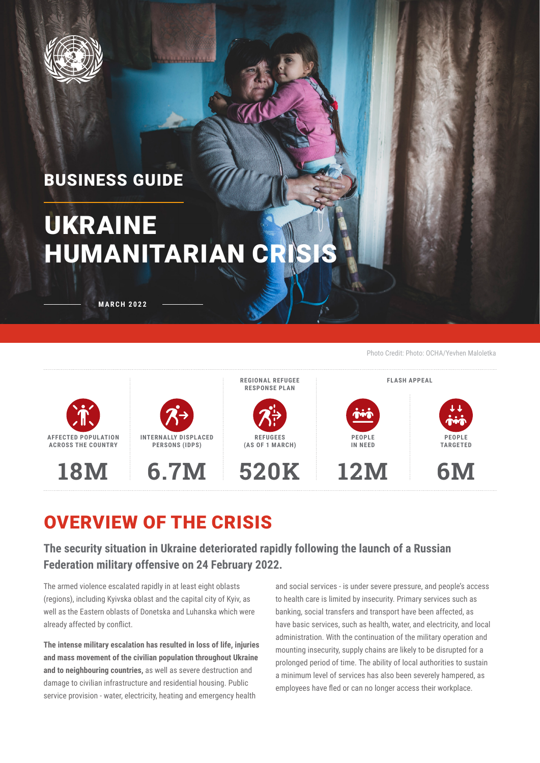# BUSINESS GUIDE

# UKRAINE HUMANITARIAN CRISIS

MARCH 2022

Photo Credit: Photo: OCHA/Yevhen Maloletka

| | | REGIONAL REFUGEE RESPONSE PLAN | FLASH APPEAL | |
|---|---|---|---|---|
| AFFECTED POPULATION ACROSS THE COUNTRY | INTERNALLY DISPLACED PERSONS (IDPS) | REFUGEES (AS OF 1 MARCH) | PEOPLE IN NEED | PEOPLE TARGETED |
| 18M | 6.7M | 520K | 12M | 6M |

## OVERVIEW OF THE CRISIS

### The security situation in Ukraine deteriorated rapidly following the launch of a Russian Federation military offensive on 24 February 2022.

The armed violence escalated rapidly in at least eight oblasts (regions), including Kyivska oblast and the capital city of Kyiv, as well as the Eastern oblasts of Donetska and Luhanska which were already affected by conflict.

**The intense military escalation has resulted in loss of life, injuries and mass movement of the civilian population throughout Ukraine and to neighbouring countries,** as well as severe destruction and damage to civilian infrastructure and residential housing. Public service provision - water, electricity, heating and emergency health and social services - is under severe pressure, and people's access to health care is limited by insecurity. Primary services such as banking, social transfers and transport have been affected, as have basic services, such as health, water, and electricity, and local administration. With the continuation of the military operation and mounting insecurity, supply chains are likely to be disrupted for a prolonged period of time. The ability of local authorities to sustain a minimum level of services has also been severely hampered, as employees have fled or can no longer access their workplace.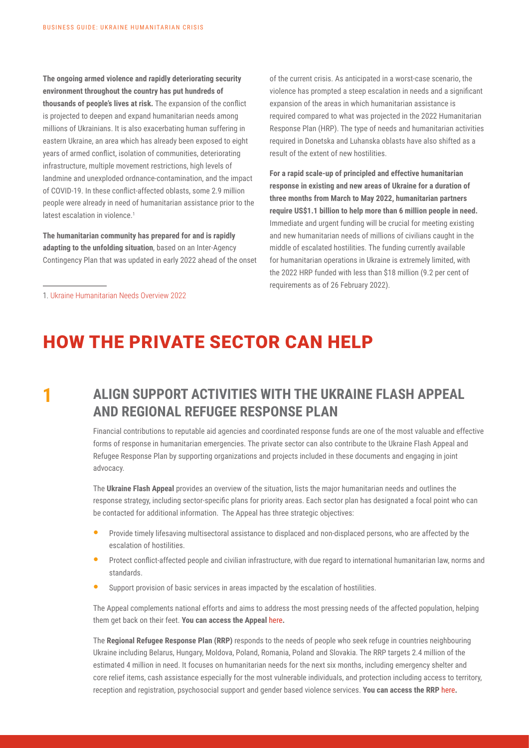**The ongoing armed violence and rapidly deteriorating security environment throughout the country has put hundreds of thousands of people's lives at risk.** The expansion of the conflict is projected to deepen and expand humanitarian needs among millions of Ukrainians. It is also exacerbating human suffering in eastern Ukraine, an area which has already been exposed to eight years of armed conflict, isolation of communities, deteriorating infrastructure, multiple movement restrictions, high levels of landmine and unexploded ordnance-contamination, and the impact of COVID-19. In these conflict-affected oblasts, some 2.9 million people were already in need of humanitarian assistance prior to the latest escalation in violence.[1]

**The humanitarian community has prepared for and is rapidly adapting to the unfolding situation**, based on an Inter-Agency Contingency Plan that was updated in early 2022 ahead of the onset of the current crisis. As anticipated in a worst-case scenario, the violence has prompted a steep escalation in needs and a significant expansion of the areas in which humanitarian assistance is required compared to what was projected in the 2022 Humanitarian Response Plan (HRP). The type of needs and humanitarian activities required in Donetska and Luhanska oblasts have also shifted as a result of the extent of new hostilities.

**For a rapid scale-up of principled and effective humanitarian response in existing and new areas of Ukraine for a duration of three months from March to May 2022, humanitarian partners require US$1.1 billion to help more than 6 million people in need.** Immediate and urgent funding will be crucial for meeting existing and new humanitarian needs of millions of civilians caught in the middle of escalated hostilities. The funding currently available for humanitarian operations in Ukraine is extremely limited, with the 2022 HRP funded with less than $18 million (9.2 per cent of requirements as of 26 February 2022).

1. Ukraine Humanitarian Needs Overview 2022

# HOW THE PRIVATE SECTOR CAN HELP

## 1 ALIGN SUPPORT ACTIVITIES WITH THE UKRAINE FLASH APPEAL AND REGIONAL REFUGEE RESPONSE PLAN

Financial contributions to reputable aid agencies and coordinated response funds are one of the most valuable and effective forms of response in humanitarian emergencies. The private sector can also contribute to the Ukraine Flash Appeal and Refugee Response Plan by supporting organizations and projects included in these documents and engaging in joint advocacy.

The **Ukraine Flash Appeal** provides an overview of the situation, lists the major humanitarian needs and outlines the response strategy, including sector-specific plans for priority areas. Each sector plan has designated a focal point who can be contacted for additional information. The Appeal has three strategic objectives:

- Provide timely lifesaving multisectoral assistance to displaced and non-displaced persons, who are affected by the escalation of hostilities.
- Protect conflict-affected people and civilian infrastructure, with due regard to international humanitarian law, norms and standards.
- Support provision of basic services in areas impacted by the escalation of hostilities.

The Appeal complements national efforts and aims to address the most pressing needs of the affected population, helping them get back on their feet. **You can access the Appeal** here**.**

The **Regional Refugee Response Plan (RRP)** responds to the needs of people who seek refuge in countries neighbouring Ukraine including Belarus, Hungary, Moldova, Poland, Romania, Poland and Slovakia. The RRP targets 2.4 million of the estimated 4 million in need. It focuses on humanitarian needs for the next six months, including emergency shelter and core relief items, cash assistance especially for the most vulnerable individuals, and protection including access to territory, reception and registration, psychosocial support and gender based violence services. **You can access the RRP** here**.**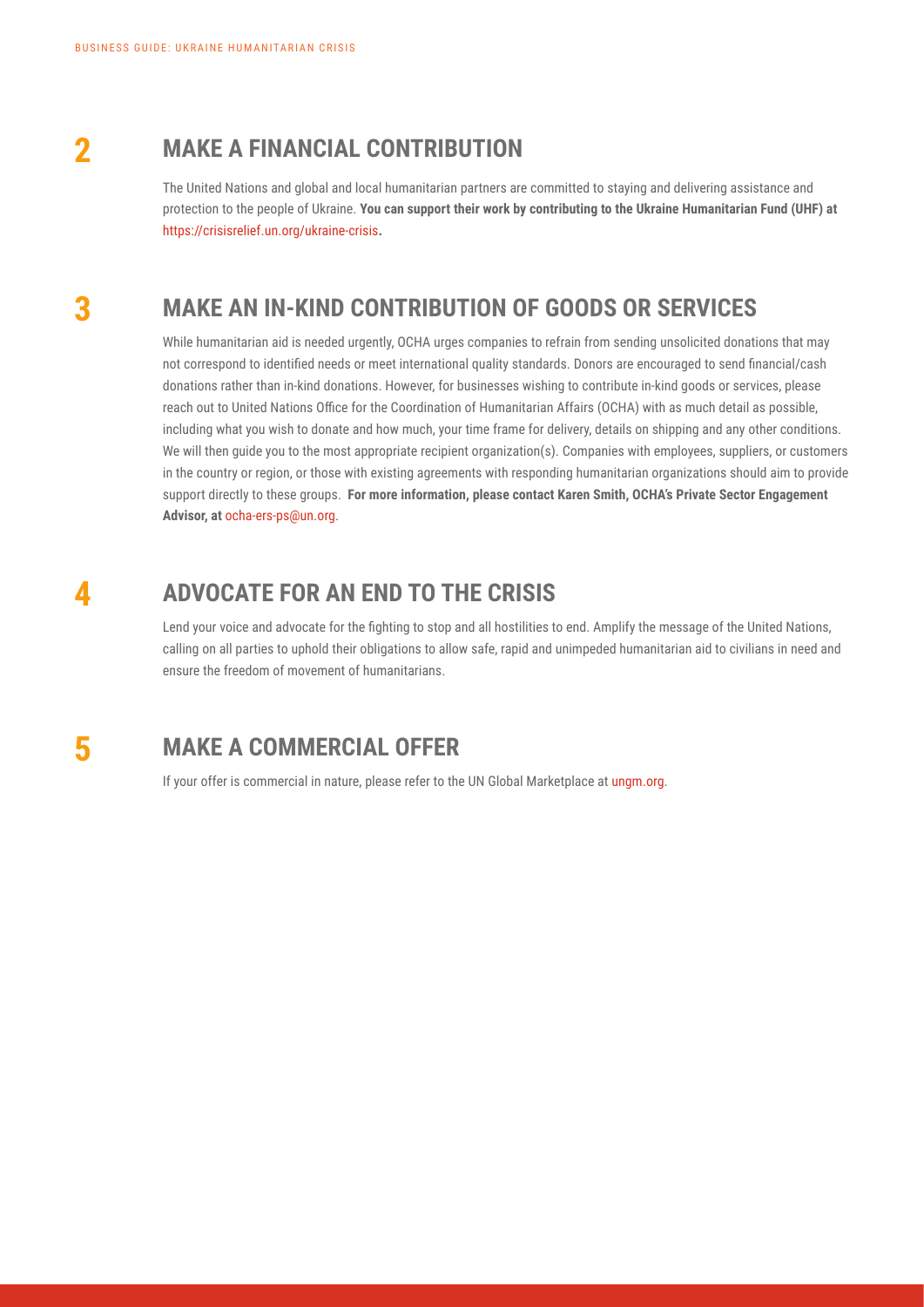## 2 MAKE A FINANCIAL CONTRIBUTION

The United Nations and global and local humanitarian partners are committed to staying and delivering assistance and protection to the people of Ukraine. **You can support their work by contributing to the Ukraine Humanitarian Fund (UHF) at** https://crisisrelief.un.org/ukraine-crisis**.**

## 3 MAKE AN IN-KIND CONTRIBUTION OF GOODS OR SERVICES

While humanitarian aid is needed urgently, OCHA urges companies to refrain from sending unsolicited donations that may not correspond to identified needs or meet international quality standards. Donors are encouraged to send financial/cash donations rather than in-kind donations. However, for businesses wishing to contribute in-kind goods or services, please reach out to United Nations Office for the Coordination of Humanitarian Affairs (OCHA) with as much detail as possible, including what you wish to donate and how much, your time frame for delivery, details on shipping and any other conditions. We will then guide you to the most appropriate recipient organization(s). Companies with employees, suppliers, or customers in the country or region, or those with existing agreements with responding humanitarian organizations should aim to provide support directly to these groups. **For more information, please contact Karen Smith, OCHA's Private Sector Engagement Advisor, at** ocha-ers-ps@un.org.

## 4 ADVOCATE FOR AN END TO THE CRISIS

Lend your voice and advocate for the fighting to stop and all hostilities to end. Amplify the message of the United Nations, calling on all parties to uphold their obligations to allow safe, rapid and unimpeded humanitarian aid to civilians in need and ensure the freedom of movement of humanitarians.

## 5 MAKE A COMMERCIAL OFFER

If your offer is commercial in nature, please refer to the UN Global Marketplace at ungm.org.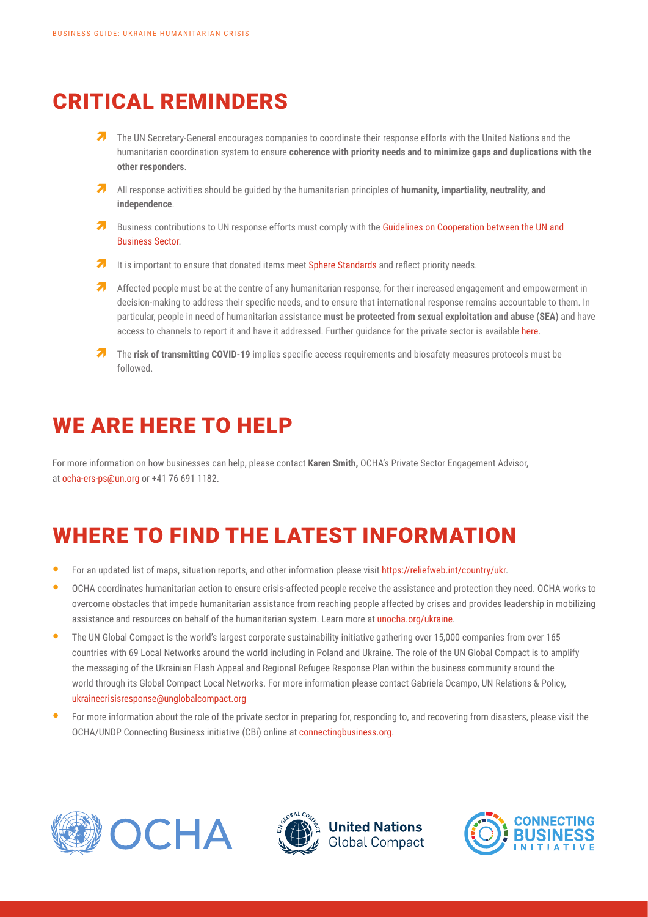## CRITICAL REMINDERS

- The UN Secretary-General encourages companies to coordinate their response efforts with the United Nations and the humanitarian coordination system to ensure **coherence with priority needs and to minimize gaps and duplications with the other responders**.
- All response activities should be guided by the humanitarian principles of **humanity, impartiality, neutrality, and independence**.
- Business contributions to UN response efforts must comply with the Guidelines on Cooperation between the UN and Business Sector.
- It is important to ensure that donated items meet Sphere Standards and reflect priority needs.
- Affected people must be at the centre of any humanitarian response, for their increased engagement and empowerment in decision-making to address their specific needs, and to ensure that international response remains accountable to them. In particular, people in need of humanitarian assistance **must be protected from sexual exploitation and abuse (SEA)** and have access to channels to report it and have it addressed. Further guidance for the private sector is available here.
- The **risk of transmitting COVID-19** implies specific access requirements and biosafety measures protocols must be followed.

## WE ARE HERE TO HELP

For more information on how businesses can help, please contact **Karen Smith,** OCHA's Private Sector Engagement Advisor, at ocha-ers-ps@un.org or +41 76 691 1182.

## WHERE TO FIND THE LATEST INFORMATION

- For an updated list of maps, situation reports, and other information please visit https://reliefweb.int/country/ukr.
- OCHA coordinates humanitarian action to ensure crisis-affected people receive the assistance and protection they need. OCHA works to overcome obstacles that impede humanitarian assistance from reaching people affected by crises and provides leadership in mobilizing assistance and resources on behalf of the humanitarian system. Learn more at unocha.org/ukraine.
- The UN Global Compact is the world's largest corporate sustainability initiative gathering over 15,000 companies from over 165 countries with 69 Local Networks around the world including in Poland and Ukraine. The role of the UN Global Compact is to amplify the messaging of the Ukrainian Flash Appeal and Regional Refugee Response Plan within the business community around the world through its Global Compact Local Networks. For more information please contact Gabriela Ocampo, UN Relations & Policy, ukrainecrisisresponse@unglobalcompact.org
- For more information about the role of the private sector in preparing for, responding to, and recovering from disasters, please visit the OCHA/UNDP Connecting Business initiative (CBi) online at connectingbusiness.org.

OCHA

United Nations Global Compact

CONNECTING BUSINESS INITIATIVE